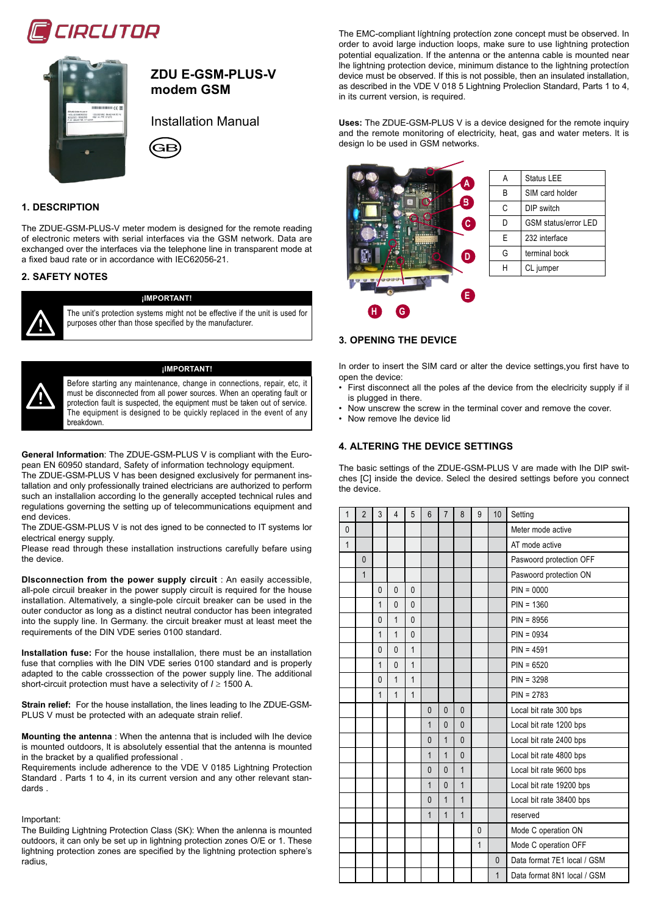CIRCUTOR

# ZDU E-GSM-PLUS-V modem GSM

Installation Manual

GB

## 1. DESCRIPTION

The ZDUE-GSM-PLUS-V meter modem is designed for the remote reading of electronic meters with serial interfaces via the GSM network. Data are exchanged over the interfaces via the telephone line in transparent mode at a fixed baud rate or in accordance with IEC62056-21.

## 2. SAFETY NOTES

**¡IMPORTANT!**

The unit's protection systems might not be effective if the unit is used for purposes other than those specified by the manufacturer.

**¡IMPORTANT!**

Before starting any maintenance, change in connections, repair, etc, it must be disconnected from all power sources. When an operating fault or protection fault is suspected, the equipment must be taken out of service. The equipment is designed to be quickly replaced in the event of any breakdown.

**General Information**: The ZDUE-GSM-PLUS V is compliant with the European EN 60950 standard, Safety of information technology equipment.
The ZDUE-GSM-PLUS V has been designed exclusively for permanent installation and only professionally trained electricians are authorized to perform such an installation according lo the generally accepted technical rules and regulations governing the setting up of telecommunications equipment and end devices.
The ZDUE-GSM-PLUS V is not des igned to be connected to IT systems lor electrical energy supply.
Please read through these installation instructions carefully befare using the device.

**DIsconnection from the power supply circuit** : An easily accessible, all-pole circuit breaker in the power supply circuit is required for the house installation. Altematively, a single-pole círcuit breaker can be used in the outer conductor as long as a distinct neutral conductor has been integrated into the supply line. In Germany. the circuit breaker must at least meet the requirements of the DIN VDE series 0100 standard.

**Installation fuse:** For the house installation, there must be an installation fuse that cornplies with lhe DIN VDE series 0100 standard and is properly adapted to the cable crosssection of the power supply line. The additional short-circuit protection must have a selectivity of $I \geq 1500$ A.

**Strain relief:** For the house installation, the lines leading to lhe ZDUE-GSM-PLUS V must be protected with an adequate strain relief.

**Mounting the antenna** : When the antenna that is included wilh lhe device is mounted outdoors, It is absolutely essential that the antenna is mounted in the bracket by a qualified professional .
Requirements include adherence to the VDE V 0185 Lightning Protection Standard . Parts 1 to 4, in its current version and any other relevant standards .

Important:
The Building Lightning Protection Class (SK): When the anlenna is mounted outdoors, it can only be set up in lightning protection zones O/E or 1. These lightning protection zones are specified by the lightning protection sphere's radius,

The EMC-compliant líghtníng protection zone concept must be observed. In order to avoid large induction loops, make sure to use lightning protection potential equalization. If the antenna or the antenna cable is mounted near lhe lightning protection device, minimum distance to the lightning protectíon device must be observed. If this is not possible, then an insulated installation, as described in the VDE V 018 5 Lightning Proleclion Standard, Parts 1 to 4, in its current version, is required.

**Uses:** The ZDUE-GSM-PLUS V is a device designed for the remote inquiry and the remote monitoring of electricity, heat, gas and water meters. It is design lo be used in GSM networks.

| | |
|---|---|
| A | Status LEE |
| B | SIM card holder |
| C | DIP switch |
| D | GSM status/error LED |
| E | 232 interface |
| G | terminal bock |
| H | CL jumper |

## 3. OPENING THE DEVICE

In order to insert the SIM card or alter the device settings,you first have to open the device:

- First disconnect all the poles af the device from the eleclricity supply if il is plugged in there.
- Now unscrew the screw in the terminal cover and remove the cover.
- Now remove lhe device lid

## 4. ALTERING THE DEVICE SETTINGS

The basic settings of the ZDUE-GSM-PLUS V are made with lhe DIP switches [C] inside the device. Selecl the desired settings before you connect the device.

| 1 | 2 | 3 | 4 | 5 | 6 | 7 | 8 | 9 | 10 | Setting |
|---|---|---|---|---|---|---|---|---|---|---|
| 0 | | | | | | | | | | Meter mode active |
| 1 | | | | | | | | | | AT mode active |
| | 0 | | | | | | | | | Pasword protection OFF |
| | 1 | | | | | | | | | Pasword protection ON |
| | | 0 | 0 | 0 | | | | | | PIN = 0000 |
| | | 1 | 0 | 0 | | | | | | PIN = 1360 |
| | | 0 | 1 | 0 | | | | | | PIN = 8956 |
| | | 1 | 1 | 0 | | | | | | PIN = 0934 |
| | | 0 | 0 | 1 | | | | | | PIN = 4591 |
| | | 1 | 0 | 1 | | | | | | PIN = 6520 |
| | | 0 | 1 | 1 | | | | | | PIN = 3298 |
| | | 1 | 1 | 1 | | | | | | PIN = 2783 |
| | | | | | 0 | 0 | 0 | | | Local bit rate 300 bps |
| | | | | | 1 | 0 | 0 | | | Local bit rate 1200 bps |
| | | | | | 0 | 1 | 0 | | | Local bit rate 2400 bps |
| | | | | | 1 | 1 | 0 | | | Local bit rate 4800 bps |
| | | | | | 0 | 0 | 1 | | | Local bit rate 9600 bps |
| | | | | | 1 | 0 | 1 | | | Local bit rate 19200 bps |
| | | | | | 0 | 1 | 1 | | | Local bit rate 38400 bps |
| | | | | | 1 | 1 | 1 | | | reserved |
| | | | | | | | | 0 | | Mode C operation ON |
| | | | | | | | | 1 | | Mode C operation OFF |
| | | | | | | | | | 0 | Data format 7E1 local / GSM |
| | | | | | | | | | 1 | Data format 8N1 local / GSM |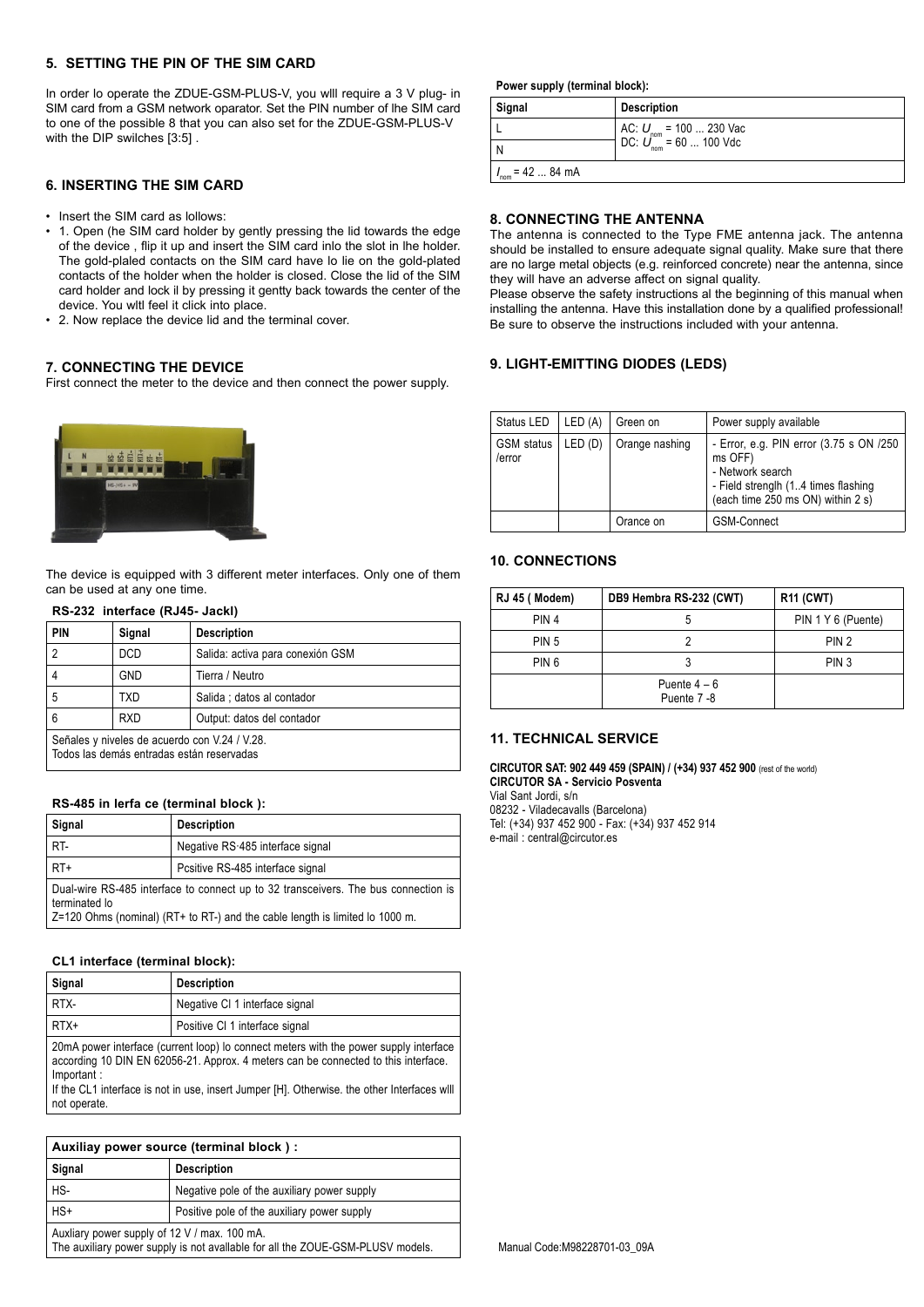## 5. SETTING THE PIN OF THE SIM CARD

In order lo operate the ZDUE-GSM-PLUS-V, you wlll require a 3 V plug- in SIM card from a GSM network oparator. Set the PIN number of lhe SIM card to one of the possible 8 that you can also set for the ZDUE-GSM-PLUS-V with the DIP swilches [3:5] .

## 6. INSERTING THE SIM CARD

- Insert the SIM card as lollows:
- 1. Open (he SIM card holder by gently pressing the lid towards the edge of the device , flip it up and insert the SIM card inlo the slot in lhe holder. The gold-plaled contacts on the SIM card have lo lie on the gold-plated contacts of the holder when the holder is closed. Close the lid of the SIM card holder and lock il by pressing it gentty back towards the center of the device. You wltl feel it click into place.
- 2. Now replace the device lid and the terminal cover.

## 7. CONNECTING THE DEVICE

First connect the meter to the device and then connect the power supply.

The device is equipped with 3 different meter interfaces. Only one of them can be used at any one time.

**RS-232 interface (RJ45- Jackl)**

| PIN | Signal | Description |
|---|---|---|
| 2 | DCD | Salida: activa para conexión GSM |
| 4 | GND | Tierra / Neutro |
| 5 | TXD | Salida ; datos al contador |
| 6 | RXD | Output: datos del contador |
| Señales y niveles de acuerdo con V.24 / V.28. Todos las demás entradas están reservadas | | |

**RS-485 in lerfa ce (terminal block ):**

| Signal | Description |
|---|---|
| RT- | Negative RS-485 interface signal |
| RT+ | Pcsitive RS-485 interface signal |
| Dual-wire RS-485 interface to connect up to 32 transceivers. The bus connection is terminated lo Z=120 Ohms (nominal) (RT+ to RT-) and the cable length is limited lo 1000 m. | |

**CL1 interface (terminal block):**

| Signal | Description |
|---|---|
| RTX- | Negative Cl 1 interface signal |
| RTX+ | Positive Cl 1 interface signal |
| 20mA power interface (current loop) lo connect meters with the power supply interface according 10 DIN EN 62056-21. Approx. 4 meters can be connected to this interface. Important : If the CL1 interface is not in use, insert Jumper [H]. Otherwise. the other Interfaces wlll not operate. | |

**Auxiliay power source (terminal block ) :**

| Signal | Description |
|---|---|
| HS- | Negative pole of the auxiliary power supply |
| HS+ | Positive pole of the auxiliary power supply |
| Auxliary power supply of 12 V / max. 100 mA. The auxiliary power supply is not avallable for all the ZOUE-GSM-PLUSV models. | |

**Power supply (terminal block):**

| Signal | Description |
|---|---|
| L | AC: $U_{nom}$ = 100 ... 230 Vac DC: $U_{nom}$ = 60 ... 100 Vdc |
| N | |
| $I_{nom}$ = 42 ... 84 mA | |

## 8. CONNECTING THE ANTENNA

The antenna is connected to the Type FME antenna jack. The antenna should be installed to ensure adequate signal quality. Make sure that there are no large metal objects (e.g. reinforced concrete) near the antenna, since they will have an adverse affect on signal quality.
Please observe the safety instructions al the beginning of this manual when installing the antenna. Have this installation done by a qualified professional! Be sure to observe the instructions included with your antenna.

## 9. LIGHT-EMITTING DIODES (LEDS)

| | | | |
|---|---|---|---|
| Status LED | LED (A) | Green on | Power supply available |
| GSM status /error | LED (D) | Orange nashing | - Error, e.g. PIN error (3.75 s ON /250 ms OFF) - Network search - Field strenglh (1..4 times flashing (each time 250 ms ON) within 2 s) |
| | | Orance on | GSM-Connect |

## 10. CONNECTIONS

| RJ 45 ( Modem) | DB9 Hembra RS-232 (CWT) | R11 (CWT) |
|---|---|---|
| PIN 4 | 5 | PIN 1 Y 6 (Puente) |
| PIN 5 | 2 | PIN 2 |
| PIN 6 | 3 | PIN 3 |
| | Puente 4 – 6 Puente 7 -8 | |

## 11. TECHNICAL SERVICE

**CIRCUTOR SAT: 902 449 459 (SPAIN) / (+34) 937 452 900** (rest of the world)
**CIRCUTOR SA - Servicio Posventa**
Vial Sant Jordi, s/n
08232 - Viladecavalls (Barcelona)
Tel: (+34) 937 452 900 - Fax: (+34) 937 452 914
e-mail : central@circutor.es

Manual Code:M98228701-03_09A